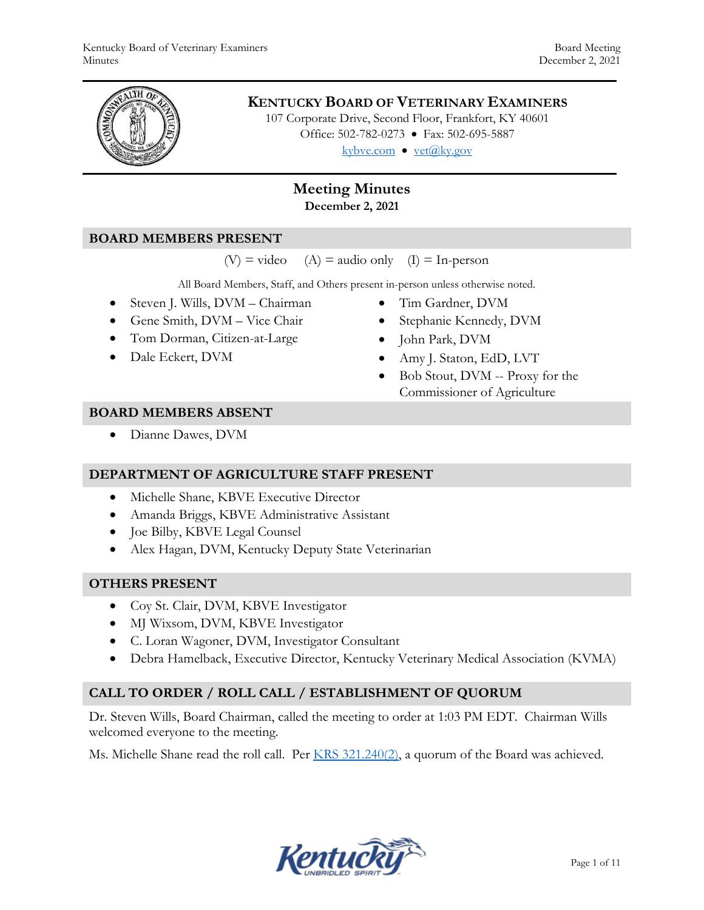# KENTUCKY BOARD OF VETERINARY EXAMINERS

107 Corporate Drive, Second Floor, Frankfort, KY 40601
Office: 502-782-0273 • Fax: 502-695-5887
[kybve.com](kybve.com) • [vet@ky.gov](mailto:vet@ky.gov)

## Meeting Minutes

**December 2, 2021**

### BOARD MEMBERS PRESENT

(V) = video (A) = audio only (I) = In-person

All Board Members, Staff, and Others present in-person unless otherwise noted.

- Steven J. Wills, DVM – Chairman
- Gene Smith, DVM – Vice Chair
- Tom Dorman, Citizen-at-Large
- Dale Eckert, DVM
- Tim Gardner, DVM
- Stephanie Kennedy, DVM
- John Park, DVM
- Amy J. Staton, EdD, LVT
- Bob Stout, DVM -- Proxy for the Commissioner of Agriculture

### BOARD MEMBERS ABSENT

- Dianne Dawes, DVM

### DEPARTMENT OF AGRICULTURE STAFF PRESENT

- Michelle Shane, KBVE Executive Director
- Amanda Briggs, KBVE Administrative Assistant
- Joe Bilby, KBVE Legal Counsel
- Alex Hagan, DVM, Kentucky Deputy State Veterinarian

### OTHERS PRESENT

- Coy St. Clair, DVM, KBVE Investigator
- MJ Wixsom, DVM, KBVE Investigator
- C. Loran Wagoner, DVM, Investigator Consultant
- Debra Hamelback, Executive Director, Kentucky Veterinary Medical Association (KVMA)

### CALL TO ORDER / ROLL CALL / ESTABLISHMENT OF QUORUM

Dr. Steven Wills, Board Chairman, called the meeting to order at 1:03 PM EDT. Chairman Wills welcomed everyone to the meeting.

Ms. Michelle Shane read the roll call. Per KRS 321.240(2), a quorum of the Board was achieved.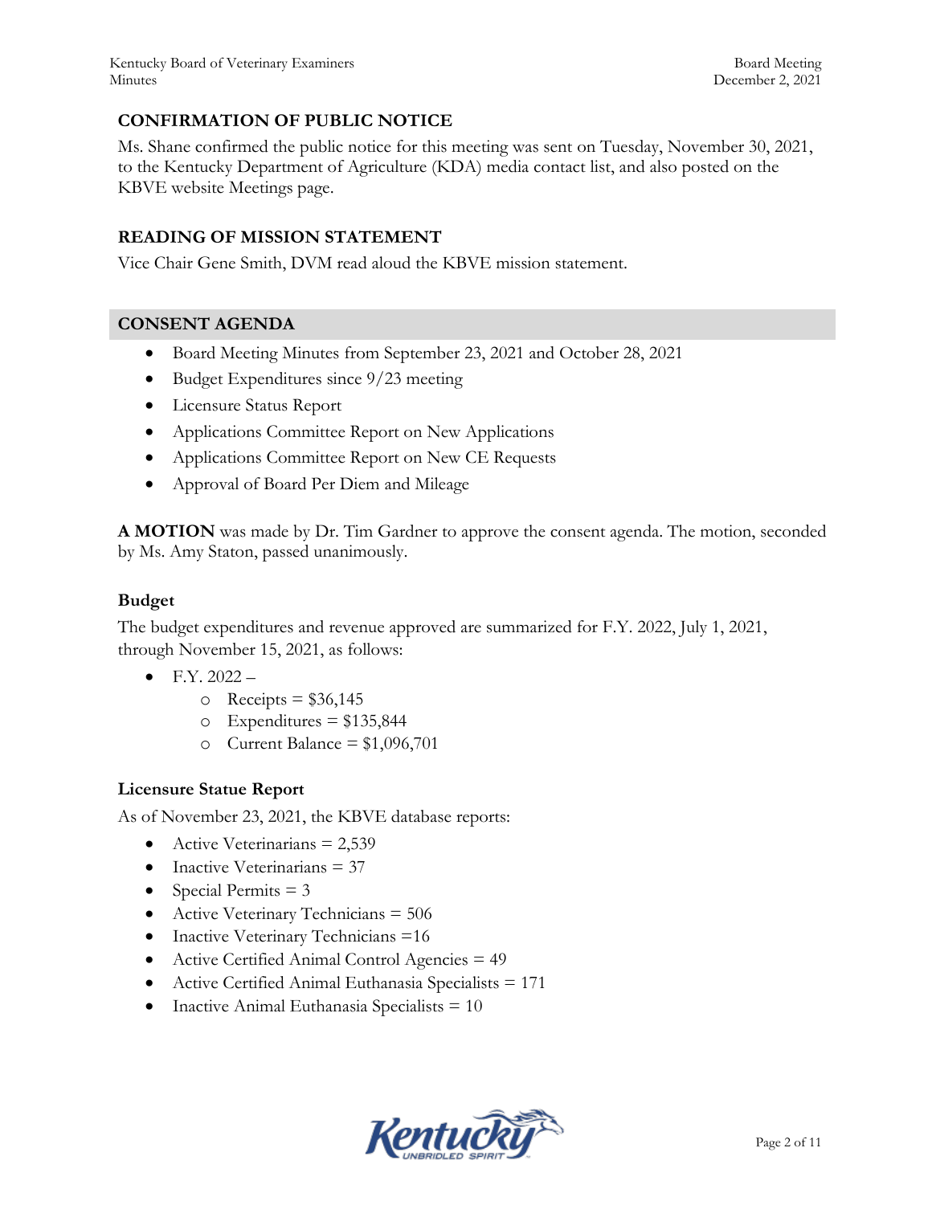## CONFIRMATION OF PUBLIC NOTICE

Ms. Shane confirmed the public notice for this meeting was sent on Tuesday, November 30, 2021, to the Kentucky Department of Agriculture (KDA) media contact list, and also posted on the KBVE website Meetings page.

## READING OF MISSION STATEMENT

Vice Chair Gene Smith, DVM read aloud the KBVE mission statement.

## CONSENT AGENDA

- Board Meeting Minutes from September 23, 2021 and October 28, 2021
- Budget Expenditures since 9/23 meeting
- Licensure Status Report
- Applications Committee Report on New Applications
- Applications Committee Report on New CE Requests
- Approval of Board Per Diem and Mileage

**A MOTION** was made by Dr. Tim Gardner to approve the consent agenda. The motion, seconded by Ms. Amy Staton, passed unanimously.

### Budget

The budget expenditures and revenue approved are summarized for F.Y. 2022, July 1, 2021, through November 15, 2021, as follows:

- F.Y. 2022 –
  - Receipts = $36,145
  - Expenditures = $135,844
  - Current Balance = $1,096,701

### Licensure Statue Report

As of November 23, 2021, the KBVE database reports:

- Active Veterinarians = 2,539
- Inactive Veterinarians = 37
- Special Permits = 3
- Active Veterinary Technicians = 506
- Inactive Veterinary Technicians =16
- Active Certified Animal Control Agencies = 49
- Active Certified Animal Euthanasia Specialists = 171
- Inactive Animal Euthanasia Specialists = 10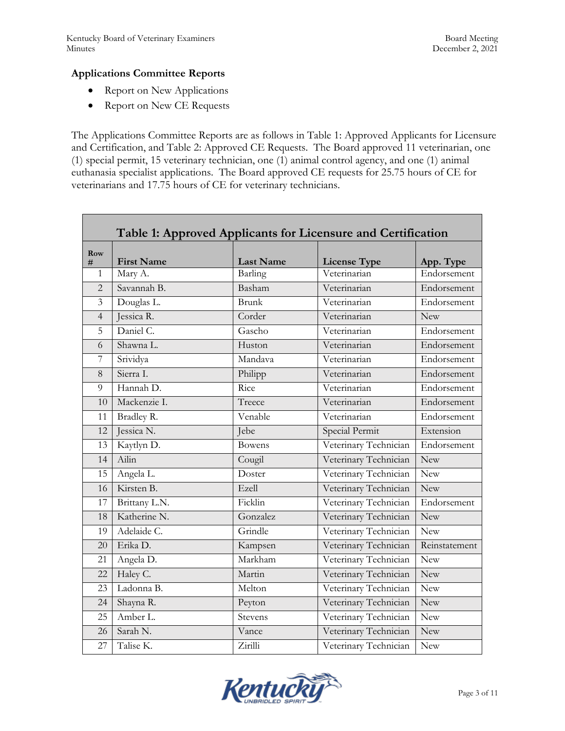### Applications Committee Reports

- Report on New Applications
- Report on New CE Requests

The Applications Committee Reports are as follows in Table 1: Approved Applicants for Licensure and Certification, and Table 2: Approved CE Requests. The Board approved 11 veterinarian, one (1) special permit, 15 veterinary technician, one (1) animal control agency, and one (1) animal euthanasia specialist applications. The Board approved CE requests for 25.75 hours of CE for veterinarians and 17.75 hours of CE for veterinary technicians.

**Table 1: Approved Applicants for Licensure and Certification**

| Row # | First Name | Last Name | License Type | App. Type |
|---|---|---|---|---|
| 1 | Mary A. | Barling | Veterinarian | Endorsement |
| 2 | Savannah B. | Basham | Veterinarian | Endorsement |
| 3 | Douglas L. | Brunk | Veterinarian | Endorsement |
| 4 | Jessica R. | Corder | Veterinarian | New |
| 5 | Daniel C. | Gascho | Veterinarian | Endorsement |
| 6 | Shawna L. | Huston | Veterinarian | Endorsement |
| 7 | Srividya | Mandava | Veterinarian | Endorsement |
| 8 | Sierra I. | Philipp | Veterinarian | Endorsement |
| 9 | Hannah D. | Rice | Veterinarian | Endorsement |
| 10 | Mackenzie I. | Treece | Veterinarian | Endorsement |
| 11 | Bradley R. | Venable | Veterinarian | Endorsement |
| 12 | Jessica N. | Jebe | Special Permit | Extension |
| 13 | Kaytlyn D. | Bowens | Veterinary Technician | Endorsement |
| 14 | Ailin | Cougil | Veterinary Technician | New |
| 15 | Angela L. | Doster | Veterinary Technician | New |
| 16 | Kirsten B. | Ezell | Veterinary Technician | New |
| 17 | Brittany L.N. | Ficklin | Veterinary Technician | Endorsement |
| 18 | Katherine N. | Gonzalez | Veterinary Technician | New |
| 19 | Adelaide C. | Grindle | Veterinary Technician | New |
| 20 | Erika D. | Kampsen | Veterinary Technician | Reinstatement |
| 21 | Angela D. | Markham | Veterinary Technician | New |
| 22 | Haley C. | Martin | Veterinary Technician | New |
| 23 | Ladonna B. | Melton | Veterinary Technician | New |
| 24 | Shayna R. | Peyton | Veterinary Technician | New |
| 25 | Amber L. | Stevens | Veterinary Technician | New |
| 26 | Sarah N. | Vance | Veterinary Technician | New |
| 27 | Talise K. | Zirilli | Veterinary Technician | New |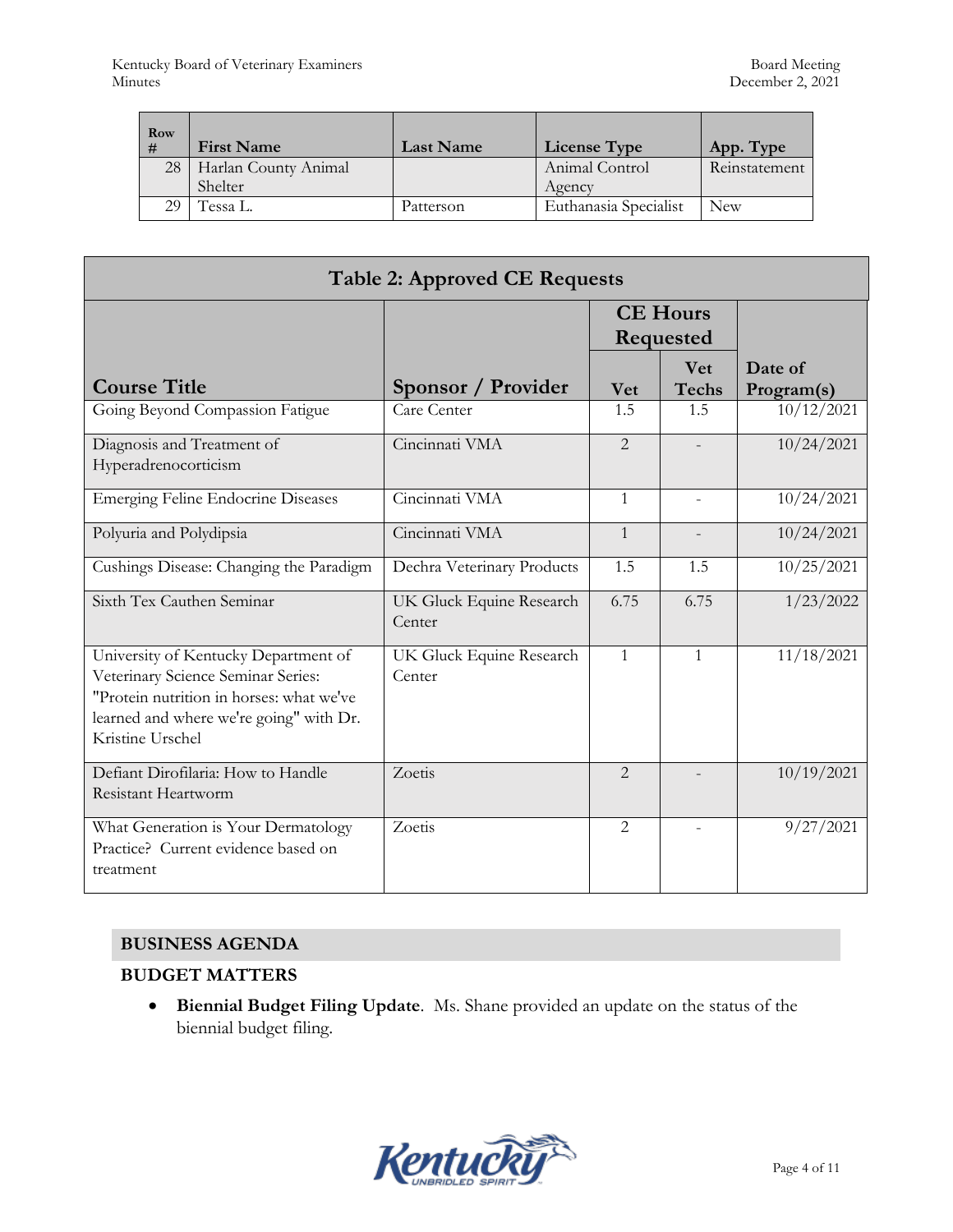| Row # | First Name | Last Name | License Type | App. Type |
|---|---|---|---|---|
| 28 | Harlan County Animal Shelter | | Animal Control Agency | Reinstatement |
| 29 | Tessa L. | Patterson | Euthanasia Specialist | New |

**Table 2: Approved CE Requests**

| Course Title | Sponsor / Provider | CE Hours Requested | | Date of Program(s) |
|---|---|---|---|---|
| | | Vet | Vet Techs | |
| Going Beyond Compassion Fatigue | Care Center | 1.5 | 1.5 | 10/12/2021 |
| Diagnosis and Treatment of Hyperadrenocorticism | Cincinnati VMA | 2 | - | 10/24/2021 |
| Emerging Feline Endocrine Diseases | Cincinnati VMA | 1 | - | 10/24/2021 |
| Polyuria and Polydipsia | Cincinnati VMA | 1 | - | 10/24/2021 |
| Cushings Disease: Changing the Paradigm | Dechra Veterinary Products | 1.5 | 1.5 | 10/25/2021 |
| Sixth Tex Cauthen Seminar | UK Gluck Equine Research Center | 6.75 | 6.75 | 1/23/2022 |
| University of Kentucky Department of Veterinary Science Seminar Series: "Protein nutrition in horses: what we've learned and where we're going" with Dr. Kristine Urschel | UK Gluck Equine Research Center | 1 | 1 | 11/18/2021 |
| Defiant Dirofilaria: How to Handle Resistant Heartworm | Zoetis | 2 | - | 10/19/2021 |
| What Generation is Your Dermatology Practice? Current evidence based on treatment | Zoetis | 2 | - | 9/27/2021 |

## BUSINESS AGENDA

### BUDGET MATTERS

- **Biennial Budget Filing Update**. Ms. Shane provided an update on the status of the biennial budget filing.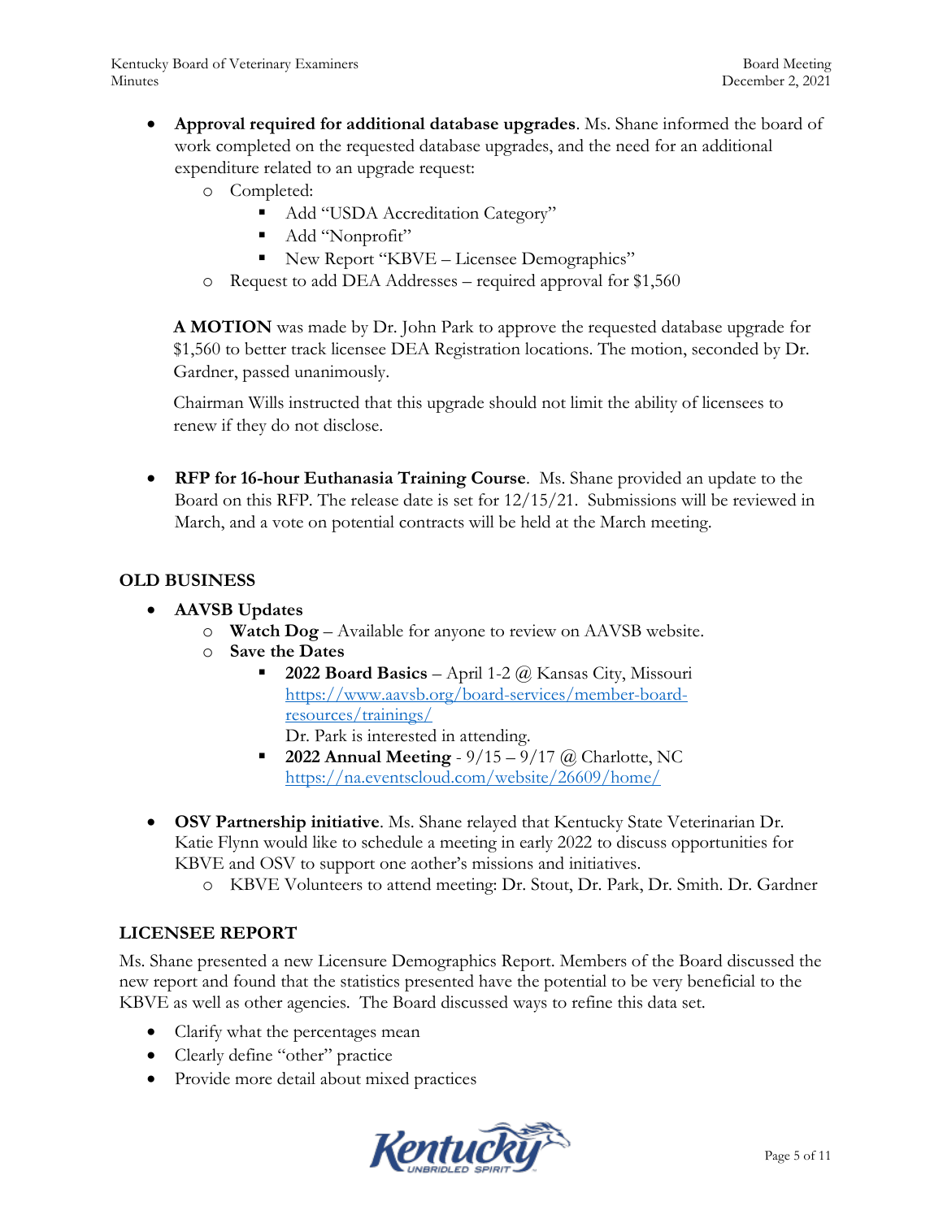- **Approval required for additional database upgrades**. Ms. Shane informed the board of work completed on the requested database upgrades, and the need for an additional expenditure related to an upgrade request:
  - Completed:
    - Add "USDA Accreditation Category"
    - Add "Nonprofit"
    - New Report "KBVE – Licensee Demographics"
  - Request to add DEA Addresses – required approval for $1,560

  **A MOTION** was made by Dr. John Park to approve the requested database upgrade for $1,560 to better track licensee DEA Registration locations. The motion, seconded by Dr. Gardner, passed unanimously.

  Chairman Wills instructed that this upgrade should not limit the ability of licensees to renew if they do not disclose.

- **RFP for 16-hour Euthanasia Training Course**. Ms. Shane provided an update to the Board on this RFP. The release date is set for 12/15/21. Submissions will be reviewed in March, and a vote on potential contracts will be held at the March meeting.

## OLD BUSINESS

- **AAVSB Updates**
  - **Watch Dog** – Available for anyone to review on AAVSB website.
  - **Save the Dates**
    - **2022 Board Basics** – April 1-2 @ Kansas City, Missouri https://www.aavsb.org/board-services/member-board-resources/trainings/
      Dr. Park is interested in attending.
    - **2022 Annual Meeting** - 9/15 – 9/17 @ Charlotte, NC https://na.eventscloud.com/website/26609/home/

- **OSV Partnership initiative**. Ms. Shane relayed that Kentucky State Veterinarian Dr. Katie Flynn would like to schedule a meeting in early 2022 to discuss opportunities for KBVE and OSV to support one aother's missions and initiatives.
  - KBVE Volunteers to attend meeting: Dr. Stout, Dr. Park, Dr. Smith. Dr. Gardner

## LICENSEE REPORT

Ms. Shane presented a new Licensure Demographics Report. Members of the Board discussed the new report and found that the statistics presented have the potential to be very beneficial to the KBVE as well as other agencies. The Board discussed ways to refine this data set.

- Clarify what the percentages mean
- Clearly define "other" practice
- Provide more detail about mixed practices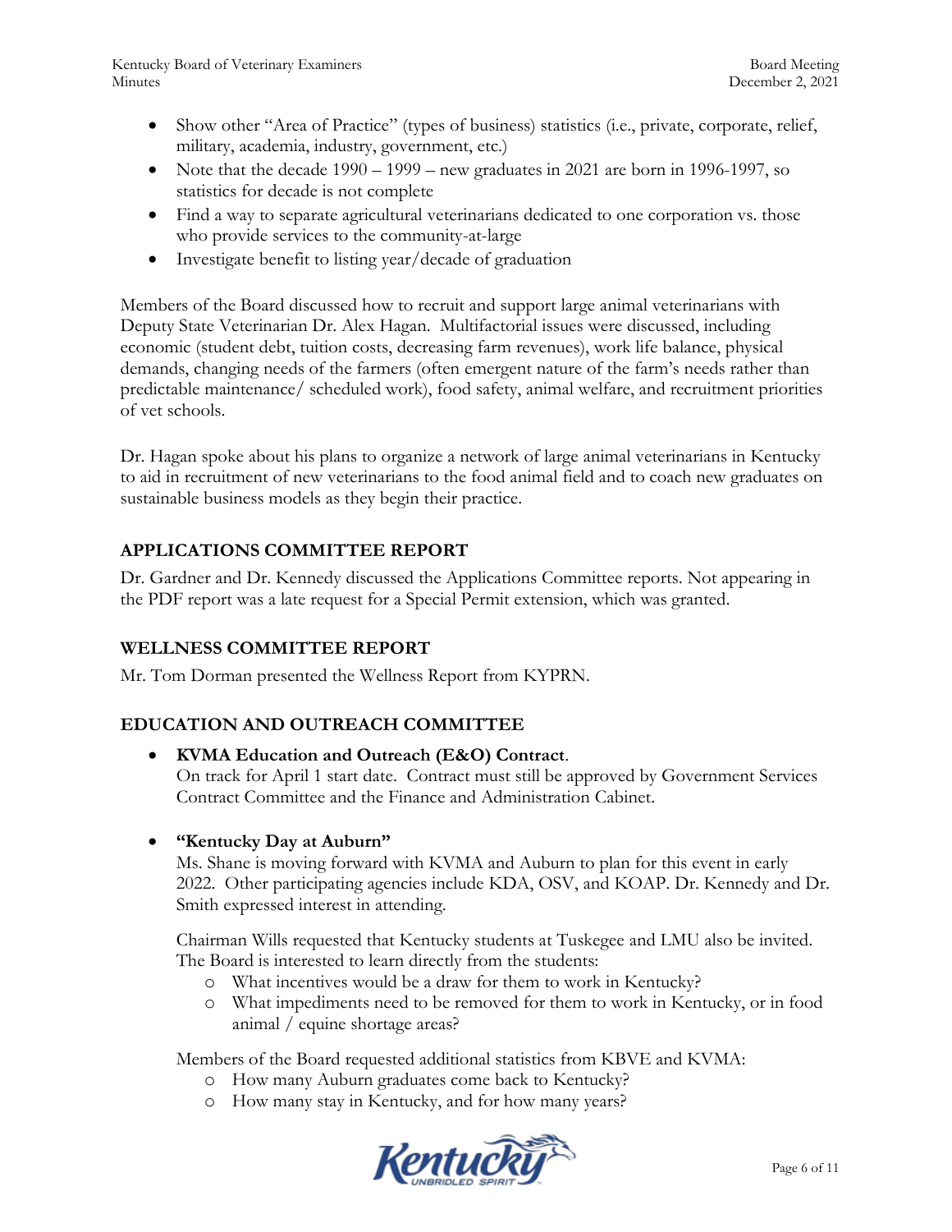- Show other "Area of Practice" (types of business) statistics (i.e., private, corporate, relief, military, academia, industry, government, etc.)
- Note that the decade 1990 – 1999 – new graduates in 2021 are born in 1996-1997, so statistics for decade is not complete
- Find a way to separate agricultural veterinarians dedicated to one corporation vs. those who provide services to the community-at-large
- Investigate benefit to listing year/decade of graduation

Members of the Board discussed how to recruit and support large animal veterinarians with Deputy State Veterinarian Dr. Alex Hagan. Multifactorial issues were discussed, including economic (student debt, tuition costs, decreasing farm revenues), work life balance, physical demands, changing needs of the farmers (often emergent nature of the farm's needs rather than predictable maintenance/ scheduled work), food safety, animal welfare, and recruitment priorities of vet schools.

Dr. Hagan spoke about his plans to organize a network of large animal veterinarians in Kentucky to aid in recruitment of new veterinarians to the food animal field and to coach new graduates on sustainable business models as they begin their practice.

## APPLICATIONS COMMITTEE REPORT

Dr. Gardner and Dr. Kennedy discussed the Applications Committee reports. Not appearing in the PDF report was a late request for a Special Permit extension, which was granted.

## WELLNESS COMMITTEE REPORT

Mr. Tom Dorman presented the Wellness Report from KYPRN.

## EDUCATION AND OUTREACH COMMITTEE

- **KVMA Education and Outreach (E&O) Contract**.
  On track for April 1 start date. Contract must still be approved by Government Services Contract Committee and the Finance and Administration Cabinet.

- **"Kentucky Day at Auburn"**
  Ms. Shane is moving forward with KVMA and Auburn to plan for this event in early 2022. Other participating agencies include KDA, OSV, and KOAP. Dr. Kennedy and Dr. Smith expressed interest in attending.

  Chairman Wills requested that Kentucky students at Tuskegee and LMU also be invited. The Board is interested to learn directly from the students:
  - What incentives would be a draw for them to work in Kentucky?
  - What impediments need to be removed for them to work in Kentucky, or in food animal / equine shortage areas?

  Members of the Board requested additional statistics from KBVE and KVMA:
  - How many Auburn graduates come back to Kentucky?
  - How many stay in Kentucky, and for how many years?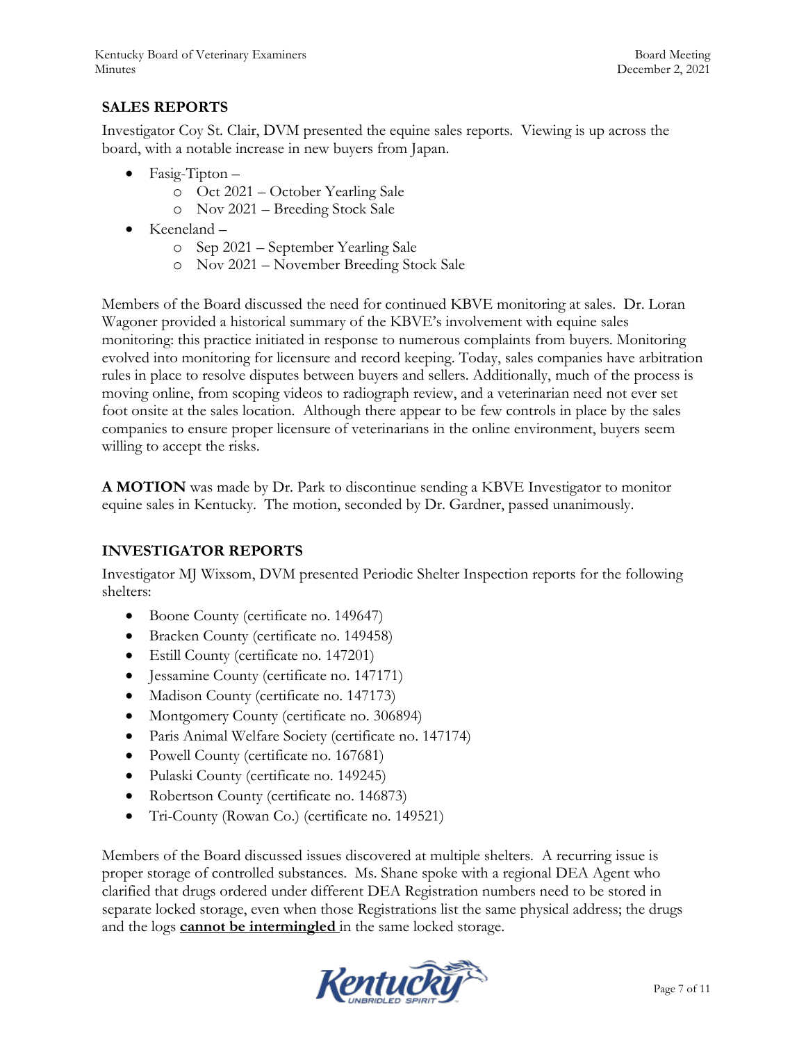## SALES REPORTS

Investigator Coy St. Clair, DVM presented the equine sales reports. Viewing is up across the board, with a notable increase in new buyers from Japan.

- Fasig-Tipton –
  - Oct 2021 – October Yearling Sale
  - Nov 2021 – Breeding Stock Sale
- Keeneland –
  - Sep 2021 – September Yearling Sale
  - Nov 2021 – November Breeding Stock Sale

Members of the Board discussed the need for continued KBVE monitoring at sales. Dr. Loran Wagoner provided a historical summary of the KBVE's involvement with equine sales monitoring: this practice initiated in response to numerous complaints from buyers. Monitoring evolved into monitoring for licensure and record keeping. Today, sales companies have arbitration rules in place to resolve disputes between buyers and sellers. Additionally, much of the process is moving online, from scoping videos to radiograph review, and a veterinarian need not ever set foot onsite at the sales location. Although there appear to be few controls in place by the sales companies to ensure proper licensure of veterinarians in the online environment, buyers seem willing to accept the risks.

**A MOTION** was made by Dr. Park to discontinue sending a KBVE Investigator to monitor equine sales in Kentucky. The motion, seconded by Dr. Gardner, passed unanimously.

## INVESTIGATOR REPORTS

Investigator MJ Wixsom, DVM presented Periodic Shelter Inspection reports for the following shelters:

- Boone County (certificate no. 149647)
- Bracken County (certificate no. 149458)
- Estill County (certificate no. 147201)
- Jessamine County (certificate no. 147171)
- Madison County (certificate no. 147173)
- Montgomery County (certificate no. 306894)
- Paris Animal Welfare Society (certificate no. 147174)
- Powell County (certificate no. 167681)
- Pulaski County (certificate no. 149245)
- Robertson County (certificate no. 146873)
- Tri-County (Rowan Co.) (certificate no. 149521)

Members of the Board discussed issues discovered at multiple shelters. A recurring issue is proper storage of controlled substances. Ms. Shane spoke with a regional DEA Agent who clarified that drugs ordered under different DEA Registration numbers need to be stored in separate locked storage, even when those Registrations list the same physical address; the drugs and the logs **cannot be intermingled** in the same locked storage.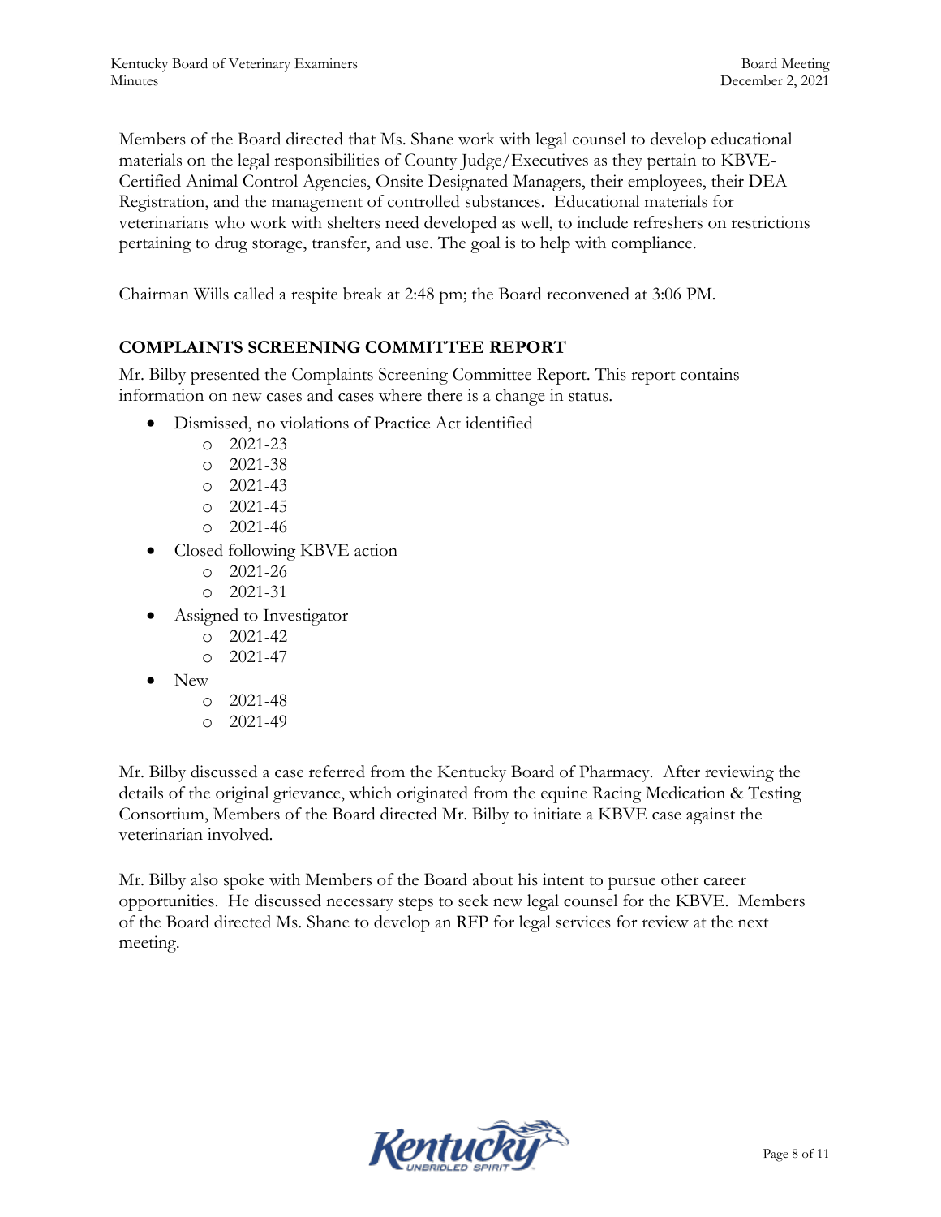Members of the Board directed that Ms. Shane work with legal counsel to develop educational materials on the legal responsibilities of County Judge/Executives as they pertain to KBVE-Certified Animal Control Agencies, Onsite Designated Managers, their employees, their DEA Registration, and the management of controlled substances. Educational materials for veterinarians who work with shelters need developed as well, to include refreshers on restrictions pertaining to drug storage, transfer, and use. The goal is to help with compliance.

Chairman Wills called a respite break at 2:48 pm; the Board reconvened at 3:06 PM.

## COMPLAINTS SCREENING COMMITTEE REPORT

Mr. Bilby presented the Complaints Screening Committee Report. This report contains information on new cases and cases where there is a change in status.

- Dismissed, no violations of Practice Act identified
  - 2021-23
  - 2021-38
  - 2021-43
  - 2021-45
  - 2021-46
- Closed following KBVE action
  - 2021-26
  - 2021-31
- Assigned to Investigator
  - 2021-42
  - 2021-47
- New
  - 2021-48
  - 2021-49

Mr. Bilby discussed a case referred from the Kentucky Board of Pharmacy. After reviewing the details of the original grievance, which originated from the equine Racing Medication & Testing Consortium, Members of the Board directed Mr. Bilby to initiate a KBVE case against the veterinarian involved.

Mr. Bilby also spoke with Members of the Board about his intent to pursue other career opportunities. He discussed necessary steps to seek new legal counsel for the KBVE. Members of the Board directed Ms. Shane to develop an RFP for legal services for review at the next meeting.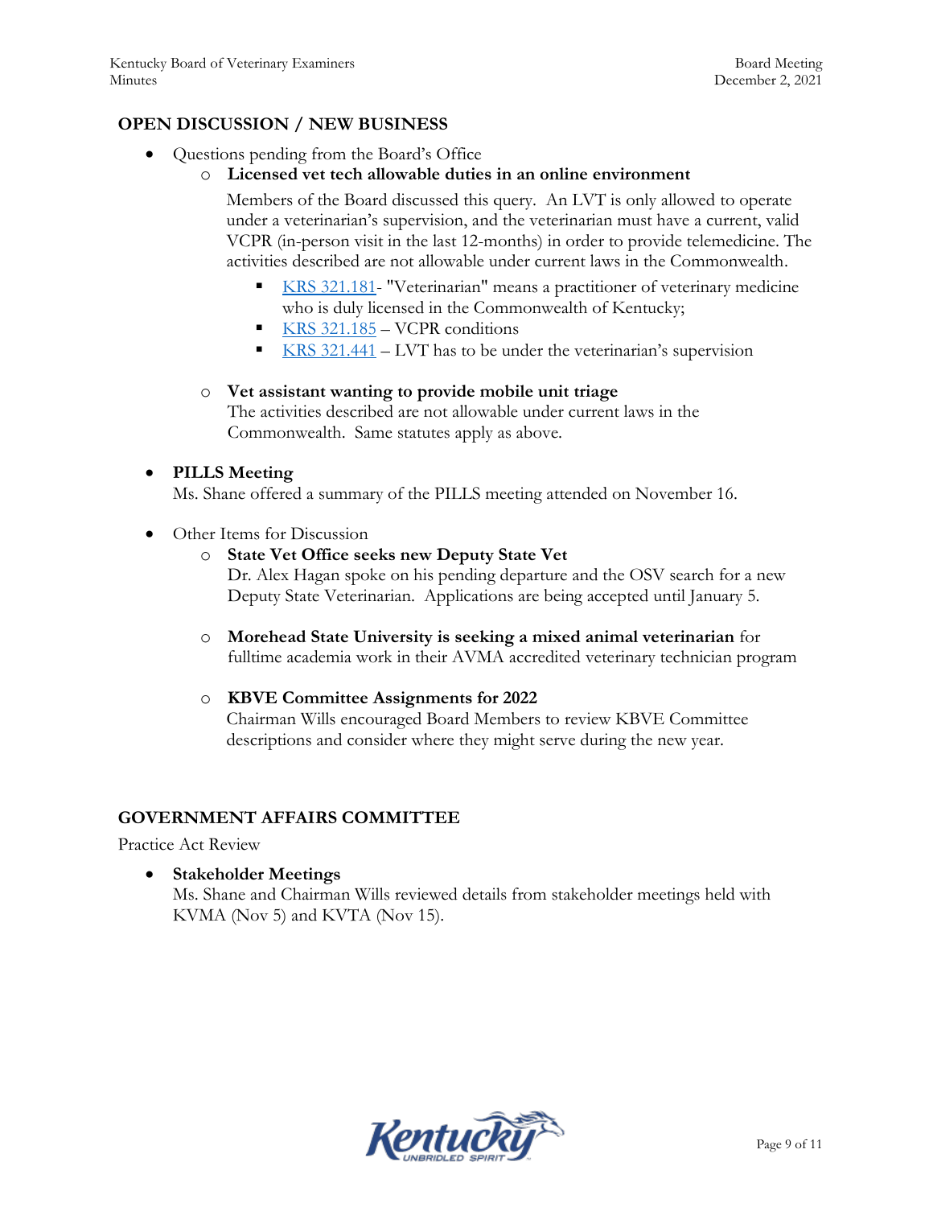## OPEN DISCUSSION / NEW BUSINESS

- Questions pending from the Board's Office
  - **Licensed vet tech allowable duties in an online environment**

    Members of the Board discussed this query. An LVT is only allowed to operate under a veterinarian's supervision, and the veterinarian must have a current, valid VCPR (in-person visit in the last 12-months) in order to provide telemedicine. The activities described are not allowable under current laws in the Commonwealth.

    - KRS 321.181- "Veterinarian" means a practitioner of veterinary medicine who is duly licensed in the Commonwealth of Kentucky;
    - KRS 321.185 – VCPR conditions
    - KRS 321.441 – LVT has to be under the veterinarian's supervision

  - **Vet assistant wanting to provide mobile unit triage**

    The activities described are not allowable under current laws in the Commonwealth. Same statutes apply as above.

- **PILLS Meeting**

  Ms. Shane offered a summary of the PILLS meeting attended on November 16.

- Other Items for Discussion
  - **State Vet Office seeks new Deputy State Vet**

    Dr. Alex Hagan spoke on his pending departure and the OSV search for a new Deputy State Veterinarian. Applications are being accepted until January 5.

  - **Morehead State University is seeking a mixed animal veterinarian** for fulltime academia work in their AVMA accredited veterinary technician program

  - **KBVE Committee Assignments for 2022**

    Chairman Wills encouraged Board Members to review KBVE Committee descriptions and consider where they might serve during the new year.

## GOVERNMENT AFFAIRS COMMITTEE

Practice Act Review

- **Stakeholder Meetings**

  Ms. Shane and Chairman Wills reviewed details from stakeholder meetings held with KVMA (Nov 5) and KVTA (Nov 15).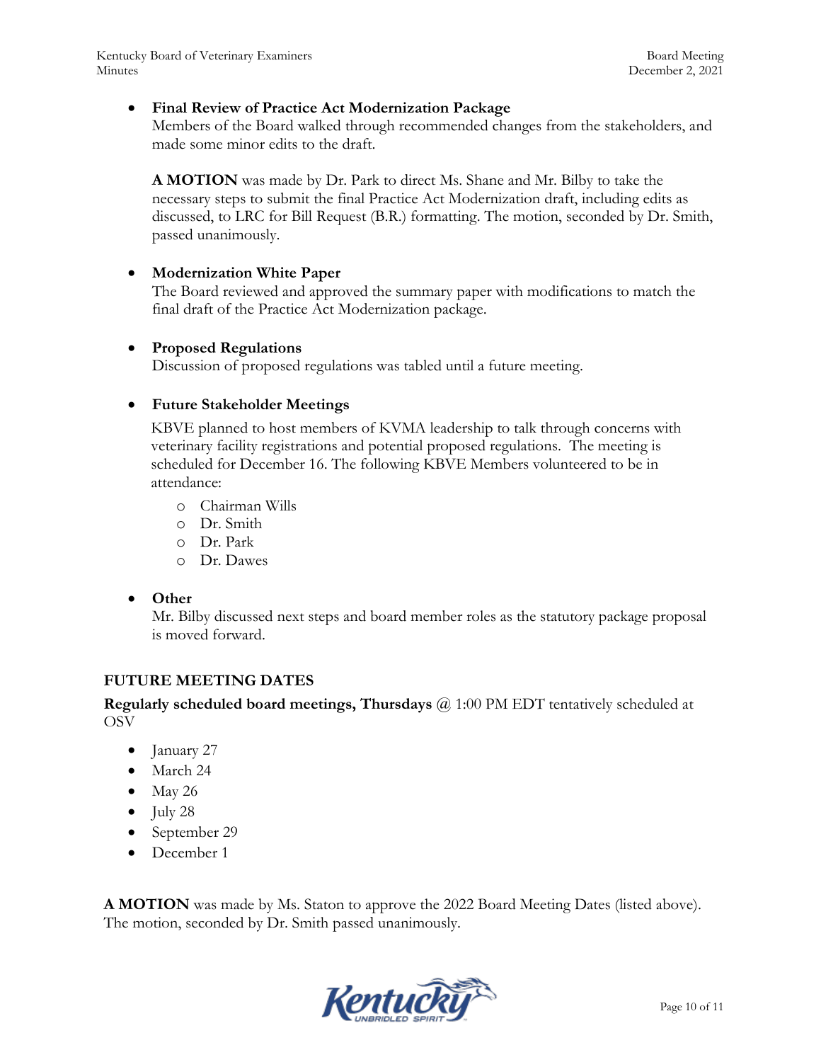- **Final Review of Practice Act Modernization Package**
  Members of the Board walked through recommended changes from the stakeholders, and made some minor edits to the draft.

  **A MOTION** was made by Dr. Park to direct Ms. Shane and Mr. Bilby to take the necessary steps to submit the final Practice Act Modernization draft, including edits as discussed, to LRC for Bill Request (B.R.) formatting. The motion, seconded by Dr. Smith, passed unanimously.

- **Modernization White Paper**
  The Board reviewed and approved the summary paper with modifications to match the final draft of the Practice Act Modernization package.

- **Proposed Regulations**
  Discussion of proposed regulations was tabled until a future meeting.

- **Future Stakeholder Meetings**
  KBVE planned to host members of KVMA leadership to talk through concerns with veterinary facility registrations and potential proposed regulations. The meeting is scheduled for December 16. The following KBVE Members volunteered to be in attendance:
  - Chairman Wills
  - Dr. Smith
  - Dr. Park
  - Dr. Dawes

- **Other**
  Mr. Bilby discussed next steps and board member roles as the statutory package proposal is moved forward.

## FUTURE MEETING DATES

**Regularly scheduled board meetings, Thursdays** @ 1:00 PM EDT tentatively scheduled at OSV

- January 27
- March 24
- May 26
- July 28
- September 29
- December 1

**A MOTION** was made by Ms. Staton to approve the 2022 Board Meeting Dates (listed above). The motion, seconded by Dr. Smith passed unanimously.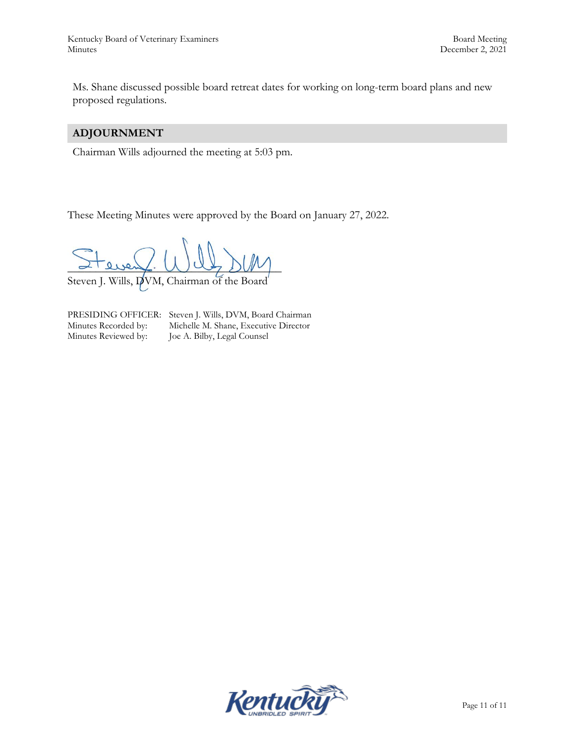Ms. Shane discussed possible board retreat dates for working on long-term board plans and new proposed regulations.

## ADJOURNMENT

Chairman Wills adjourned the meeting at 5:03 pm.

These Meeting Minutes were approved by the Board on January 27, 2022.

Steven J. Wills, DVM, Chairman of the Board

PRESIDING OFFICER: Steven J. Wills, DVM, Board Chairman
Minutes Recorded by: Michelle M. Shane, Executive Director
Minutes Reviewed by: Joe A. Bilby, Legal Counsel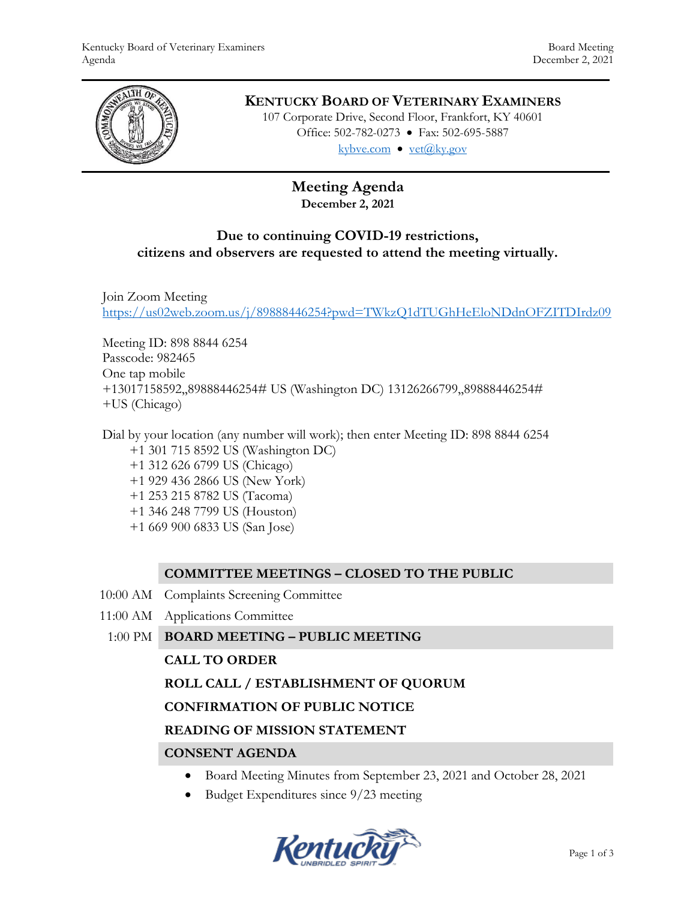# KENTUCKY BOARD OF VETERINARY EXAMINERS

107 Corporate Drive, Second Floor, Frankfort, KY 40601
Office: 502-782-0273 • Fax: 502-695-5887
kybve.com • vet@ky.gov

## Meeting Agenda

**December 2, 2021**

### Due to continuing COVID-19 restrictions, citizens and observers are requested to attend the meeting virtually.

Join Zoom Meeting
https://us02web.zoom.us/j/89888446254?pwd=TWkzQ1dTUGhHeEloNDdnOFZITDIrdz09

Meeting ID: 898 8844 6254
Passcode: 982465
One tap mobile
+13017158592,,89888446254# US (Washington DC) 13126266799,,89888446254#
+US (Chicago)

Dial by your location (any number will work); then enter Meeting ID: 898 8844 6254

- +1 301 715 8592 US (Washington DC)
- +1 312 626 6799 US (Chicago)
- +1 929 436 2866 US (New York)
- +1 253 215 8782 US (Tacoma)
- +1 346 248 7799 US (Houston)
- +1 669 900 6833 US (San Jose)

**COMMITTEE MEETINGS – CLOSED TO THE PUBLIC**

10:00 AM Complaints Screening Committee

11:00 AM Applications Committee

1:00 PM **BOARD MEETING – PUBLIC MEETING**

**CALL TO ORDER**

**ROLL CALL / ESTABLISHMENT OF QUORUM**

**CONFIRMATION OF PUBLIC NOTICE**

**READING OF MISSION STATEMENT**

**CONSENT AGENDA**

- Board Meeting Minutes from September 23, 2021 and October 28, 2021
- Budget Expenditures since 9/23 meeting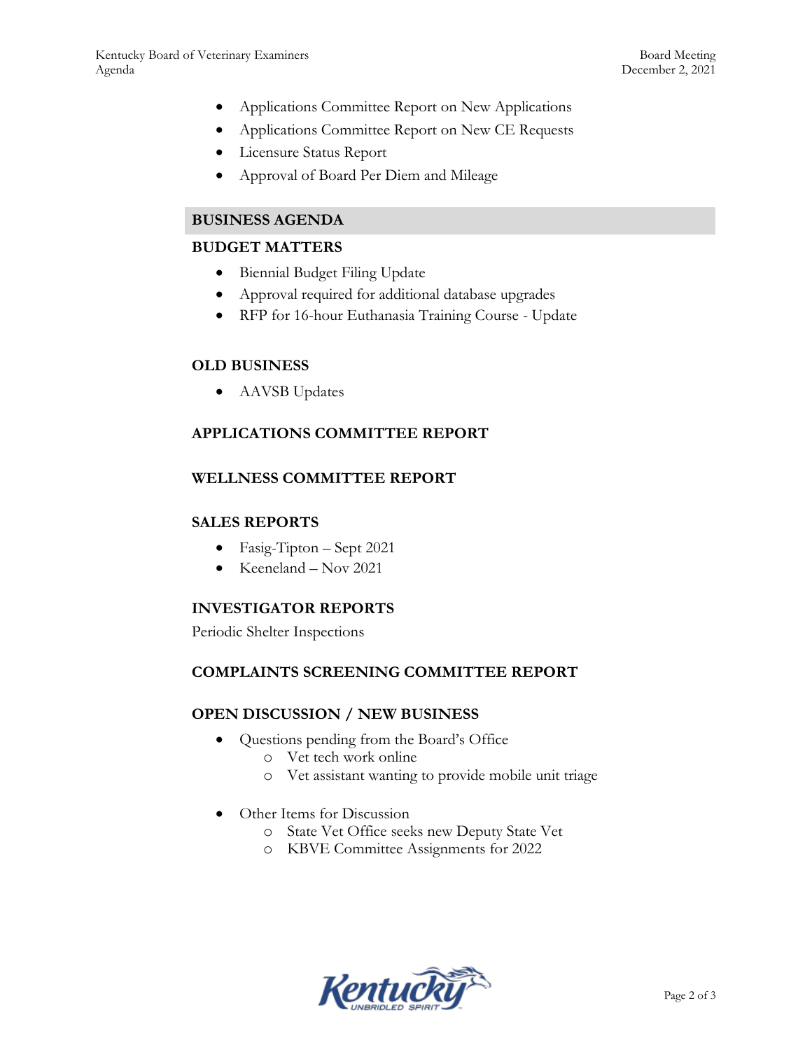- Applications Committee Report on New Applications
- Applications Committee Report on New CE Requests
- Licensure Status Report
- Approval of Board Per Diem and Mileage

## BUSINESS AGENDA

### BUDGET MATTERS

- Biennial Budget Filing Update
- Approval required for additional database upgrades
- RFP for 16-hour Euthanasia Training Course - Update

### OLD BUSINESS

- AAVSB Updates

### APPLICATIONS COMMITTEE REPORT

### WELLNESS COMMITTEE REPORT

### SALES REPORTS

- Fasig-Tipton – Sept 2021
- Keeneland – Nov 2021

### INVESTIGATOR REPORTS

Periodic Shelter Inspections

### COMPLAINTS SCREENING COMMITTEE REPORT

### OPEN DISCUSSION / NEW BUSINESS

- Questions pending from the Board's Office
  - Vet tech work online
  - Vet assistant wanting to provide mobile unit triage

- Other Items for Discussion
  - State Vet Office seeks new Deputy State Vet
  - KBVE Committee Assignments for 2022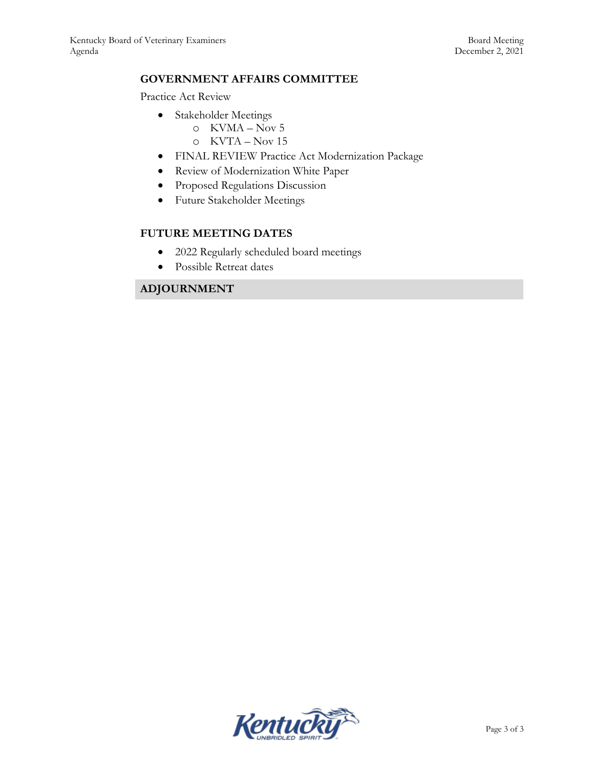## GOVERNMENT AFFAIRS COMMITTEE

Practice Act Review

- Stakeholder Meetings
  - KVMA – Nov 5
  - KVTA – Nov 15
- FINAL REVIEW Practice Act Modernization Package
- Review of Modernization White Paper
- Proposed Regulations Discussion
- Future Stakeholder Meetings

## FUTURE MEETING DATES

- 2022 Regularly scheduled board meetings
- Possible Retreat dates

## ADJOURNMENT